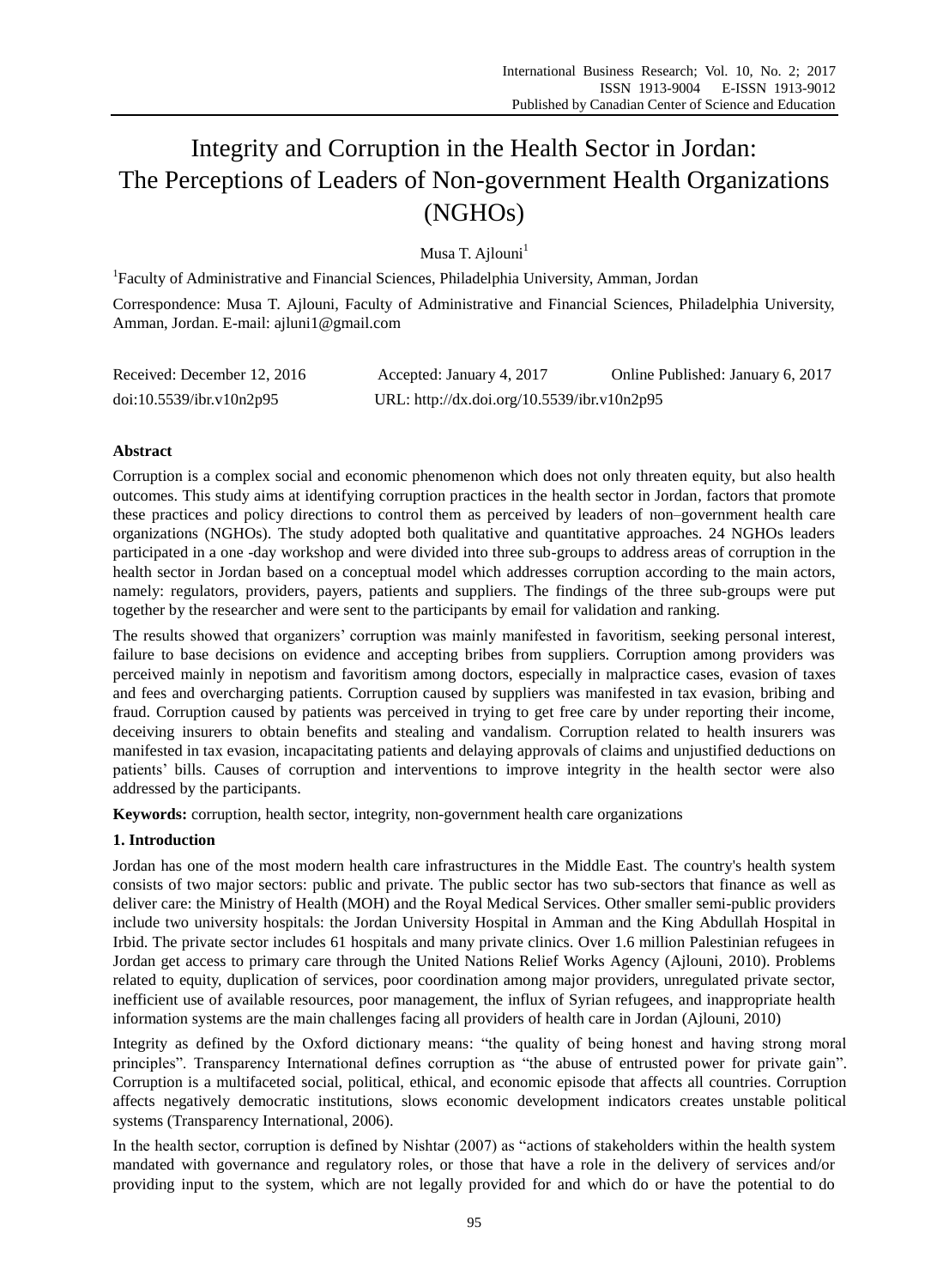# Integrity and Corruption in the Health Sector in Jordan: The Perceptions of Leaders of Non-government Health Organizations (NGHOs)

Musa T. Ajlouni[1]

[1]Faculty of Administrative and Financial Sciences, Philadelphia University, Amman, Jordan

Correspondence: Musa T. Ajlouni, Faculty of Administrative and Financial Sciences, Philadelphia University, Amman, Jordan. E-mail: ajluni1@gmail.com

Received: December 12, 2016 Accepted: January 4, 2017 Online Published: January 6, 2017

doi:10.5539/ibr.v10n2p95 URL: http://dx.doi.org/10.5539/ibr.v10n2p95

**Abstract**

Corruption is a complex social and economic phenomenon which does not only threaten equity, but also health outcomes. This study aims at identifying corruption practices in the health sector in Jordan, factors that promote these practices and policy directions to control them as perceived by leaders of non–government health care organizations (NGHOs). The study adopted both qualitative and quantitative approaches. 24 NGHOs leaders participated in a one -day workshop and were divided into three sub-groups to address areas of corruption in the health sector in Jordan based on a conceptual model which addresses corruption according to the main actors, namely: regulators, providers, payers, patients and suppliers. The findings of the three sub-groups were put together by the researcher and were sent to the participants by email for validation and ranking.

The results showed that organizers' corruption was mainly manifested in favoritism, seeking personal interest, failure to base decisions on evidence and accepting bribes from suppliers. Corruption among providers was perceived mainly in nepotism and favoritism among doctors, especially in malpractice cases, evasion of taxes and fees and overcharging patients. Corruption caused by suppliers was manifested in tax evasion, bribing and fraud. Corruption caused by patients was perceived in trying to get free care by under reporting their income, deceiving insurers to obtain benefits and stealing and vandalism. Corruption related to health insurers was manifested in tax evasion, incapacitating patients and delaying approvals of claims and unjustified deductions on patients' bills. Causes of corruption and interventions to improve integrity in the health sector were also addressed by the participants.

**Keywords:** corruption, health sector, integrity, non-government health care organizations

## 1. Introduction

Jordan has one of the most modern health care infrastructures in the Middle East. The country's health system consists of two major sectors: public and private. The public sector has two sub-sectors that finance as well as deliver care: the Ministry of Health (MOH) and the Royal Medical Services. Other smaller semi-public providers include two university hospitals: the Jordan University Hospital in Amman and the King Abdullah Hospital in Irbid. The private sector includes 61 hospitals and many private clinics. Over 1.6 million Palestinian refugees in Jordan get access to primary care through the United Nations Relief Works Agency (Ajlouni, 2010). Problems related to equity, duplication of services, poor coordination among major providers, unregulated private sector, inefficient use of available resources, poor management, the influx of Syrian refugees, and inappropriate health information systems are the main challenges facing all providers of health care in Jordan (Ajlouni, 2010)

Integrity as defined by the Oxford dictionary means: "the quality of being honest and having strong moral principles". Transparency International defines corruption as "the abuse of entrusted power for private gain". Corruption is a multifaceted social, political, ethical, and economic episode that affects all countries. Corruption affects negatively democratic institutions, slows economic development indicators creates unstable political systems (Transparency International, 2006).

In the health sector, corruption is defined by Nishtar (2007) as "actions of stakeholders within the health system mandated with governance and regulatory roles, or those that have a role in the delivery of services and/or providing input to the system, which are not legally provided for and which do or have the potential to do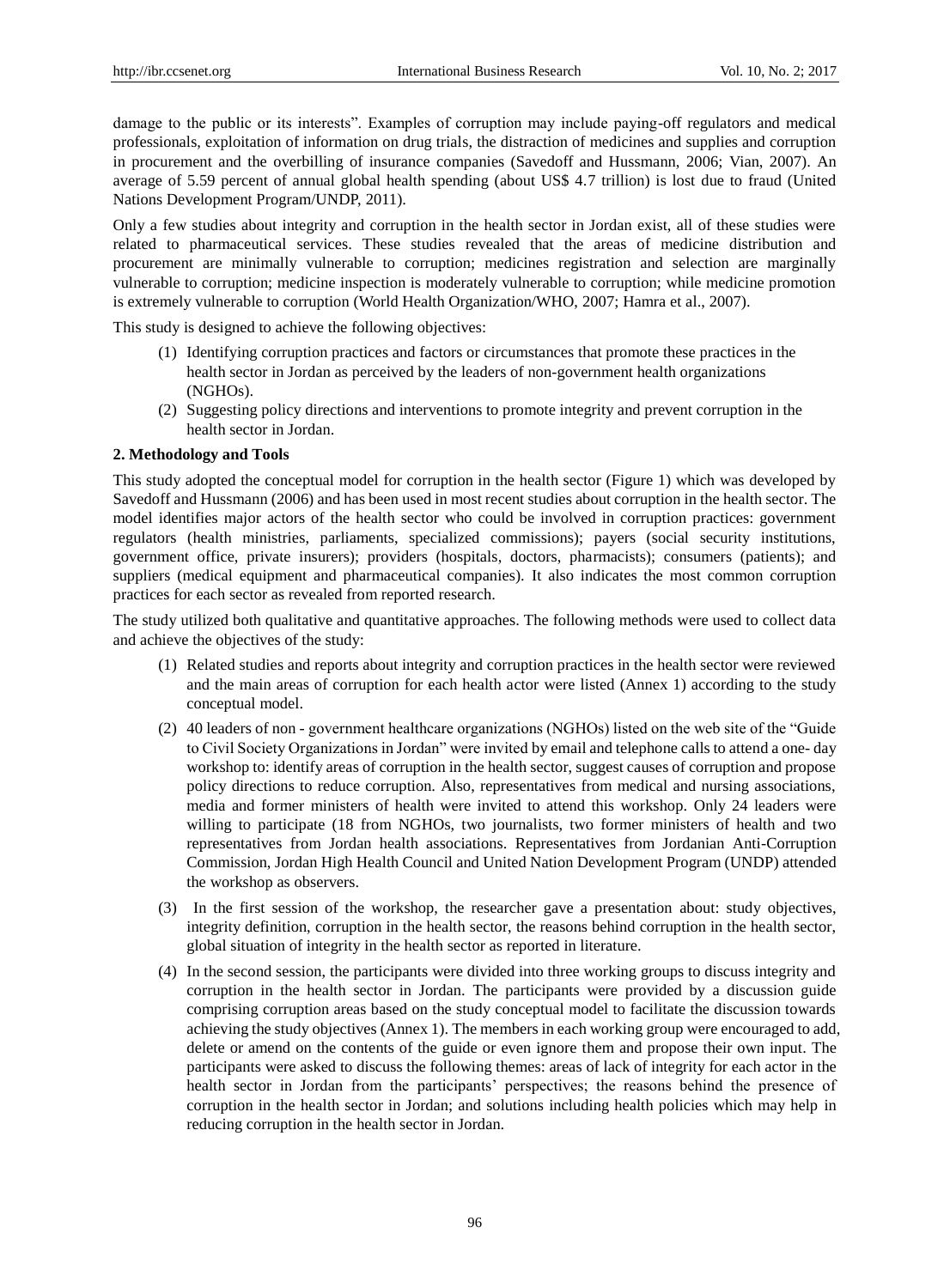damage to the public or its interests". Examples of corruption may include paying-off regulators and medical professionals, exploitation of information on drug trials, the distraction of medicines and supplies and corruption in procurement and the overbilling of insurance companies (Savedoff and Hussmann, 2006; Vian, 2007). An average of 5.59 percent of annual global health spending (about US$ 4.7 trillion) is lost due to fraud (United Nations Development Program/UNDP, 2011).

Only a few studies about integrity and corruption in the health sector in Jordan exist, all of these studies were related to pharmaceutical services. These studies revealed that the areas of medicine distribution and procurement are minimally vulnerable to corruption; medicines registration and selection are marginally vulnerable to corruption; medicine inspection is moderately vulnerable to corruption; while medicine promotion is extremely vulnerable to corruption (World Health Organization/WHO, 2007; Hamra et al., 2007).

This study is designed to achieve the following objectives:

(1) Identifying corruption practices and factors or circumstances that promote these practices in the health sector in Jordan as perceived by the leaders of non-government health organizations (NGHOs).

(2) Suggesting policy directions and interventions to promote integrity and prevent corruption in the health sector in Jordan.

## 2. Methodology and Tools

This study adopted the conceptual model for corruption in the health sector (Figure 1) which was developed by Savedoff and Hussmann (2006) and has been used in most recent studies about corruption in the health sector. The model identifies major actors of the health sector who could be involved in corruption practices: government regulators (health ministries, parliaments, specialized commissions); payers (social security institutions, government office, private insurers); providers (hospitals, doctors, pharmacists); consumers (patients); and suppliers (medical equipment and pharmaceutical companies). It also indicates the most common corruption practices for each sector as revealed from reported research.

The study utilized both qualitative and quantitative approaches. The following methods were used to collect data and achieve the objectives of the study:

(1) Related studies and reports about integrity and corruption practices in the health sector were reviewed and the main areas of corruption for each health actor were listed (Annex 1) according to the study conceptual model.

(2) 40 leaders of non - government healthcare organizations (NGHOs) listed on the web site of the "Guide to Civil Society Organizations in Jordan" were invited by email and telephone calls to attend a one- day workshop to: identify areas of corruption in the health sector, suggest causes of corruption and propose policy directions to reduce corruption. Also, representatives from medical and nursing associations, media and former ministers of health were invited to attend this workshop. Only 24 leaders were willing to participate (18 from NGHOs, two journalists, two former ministers of health and two representatives from Jordan health associations. Representatives from Jordanian Anti-Corruption Commission, Jordan High Health Council and United Nation Development Program (UNDP) attended the workshop as observers.

(3) In the first session of the workshop, the researcher gave a presentation about: study objectives, integrity definition, corruption in the health sector, the reasons behind corruption in the health sector, global situation of integrity in the health sector as reported in literature.

(4) In the second session, the participants were divided into three working groups to discuss integrity and corruption in the health sector in Jordan. The participants were provided by a discussion guide comprising corruption areas based on the study conceptual model to facilitate the discussion towards achieving the study objectives (Annex 1). The members in each working group were encouraged to add, delete or amend on the contents of the guide or even ignore them and propose their own input. The participants were asked to discuss the following themes: areas of lack of integrity for each actor in the health sector in Jordan from the participants' perspectives; the reasons behind the presence of corruption in the health sector in Jordan; and solutions including health policies which may help in reducing corruption in the health sector in Jordan.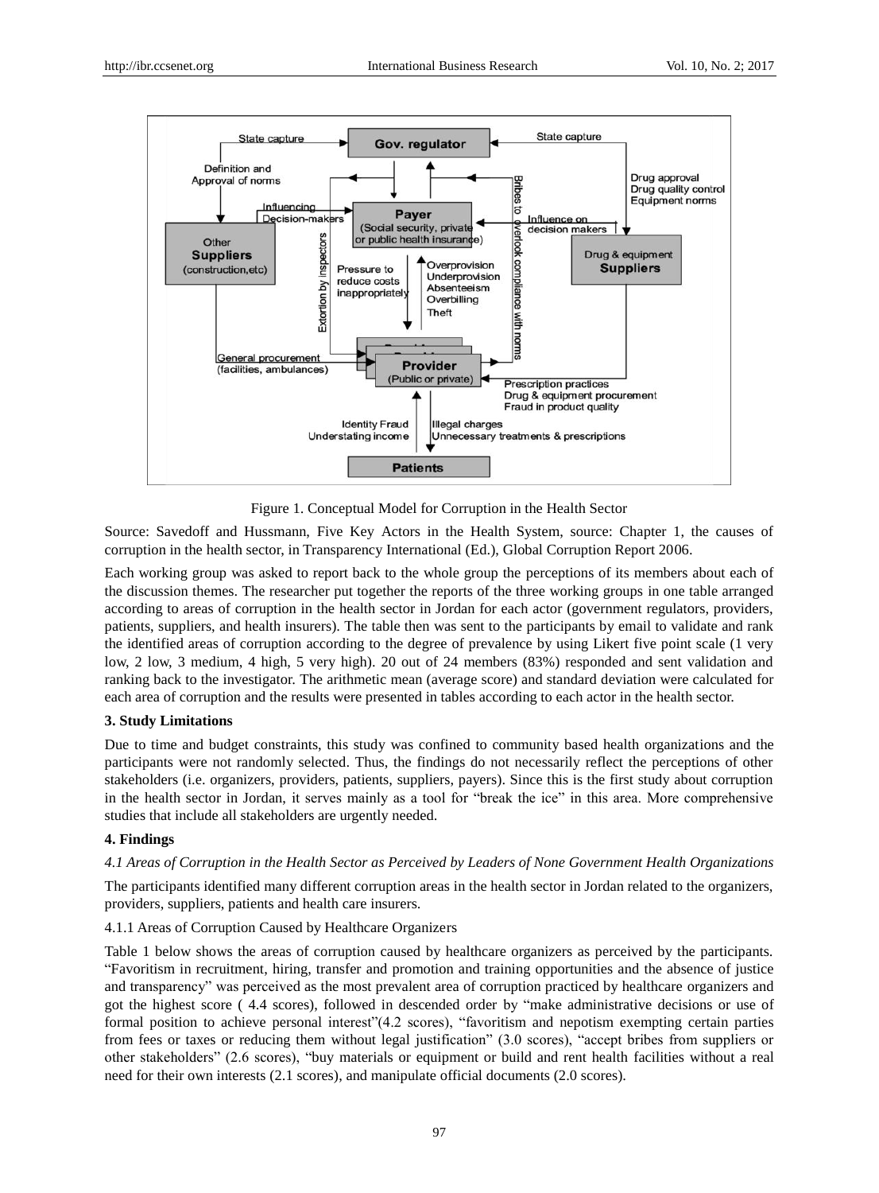Figure 1. Conceptual Model for Corruption in the Health Sector

Source: Savedoff and Hussmann, Five Key Actors in the Health System, source: Chapter 1, the causes of corruption in the health sector, in Transparency International (Ed.), Global Corruption Report 2006.

Each working group was asked to report back to the whole group the perceptions of its members about each of the discussion themes. The researcher put together the reports of the three working groups in one table arranged according to areas of corruption in the health sector in Jordan for each actor (government regulators, providers, patients, suppliers, and health insurers). The table then was sent to the participants by email to validate and rank the identified areas of corruption according to the degree of prevalence by using Likert five point scale (1 very low, 2 low, 3 medium, 4 high, 5 very high). 20 out of 24 members (83%) responded and sent validation and ranking back to the investigator. The arithmetic mean (average score) and standard deviation were calculated for each area of corruption and the results were presented in tables according to each actor in the health sector.

## 3. Study Limitations

Due to time and budget constraints, this study was confined to community based health organizations and the participants were not randomly selected. Thus, the findings do not necessarily reflect the perceptions of other stakeholders (i.e. organizers, providers, patients, suppliers, payers). Since this is the first study about corruption in the health sector in Jordan, it serves mainly as a tool for "break the ice" in this area. More comprehensive studies that include all stakeholders are urgently needed.

## 4. Findings

### *4.1 Areas of Corruption in the Health Sector as Perceived by Leaders of None Government Health Organizations*

The participants identified many different corruption areas in the health sector in Jordan related to the organizers, providers, suppliers, patients and health care insurers.

#### 4.1.1 Areas of Corruption Caused by Healthcare Organizers

Table 1 below shows the areas of corruption caused by healthcare organizers as perceived by the participants. "Favoritism in recruitment, hiring, transfer and promotion and training opportunities and the absence of justice and transparency" was perceived as the most prevalent area of corruption practiced by healthcare organizers and got the highest score ( 4.4 scores), followed in descended order by "make administrative decisions or use of formal position to achieve personal interest"(4.2 scores), "favoritism and nepotism exempting certain parties from fees or taxes or reducing them without legal justification" (3.0 scores), "accept bribes from suppliers or other stakeholders" (2.6 scores), "buy materials or equipment or build and rent health facilities without a real need for their own interests (2.1 scores), and manipulate official documents (2.0 scores).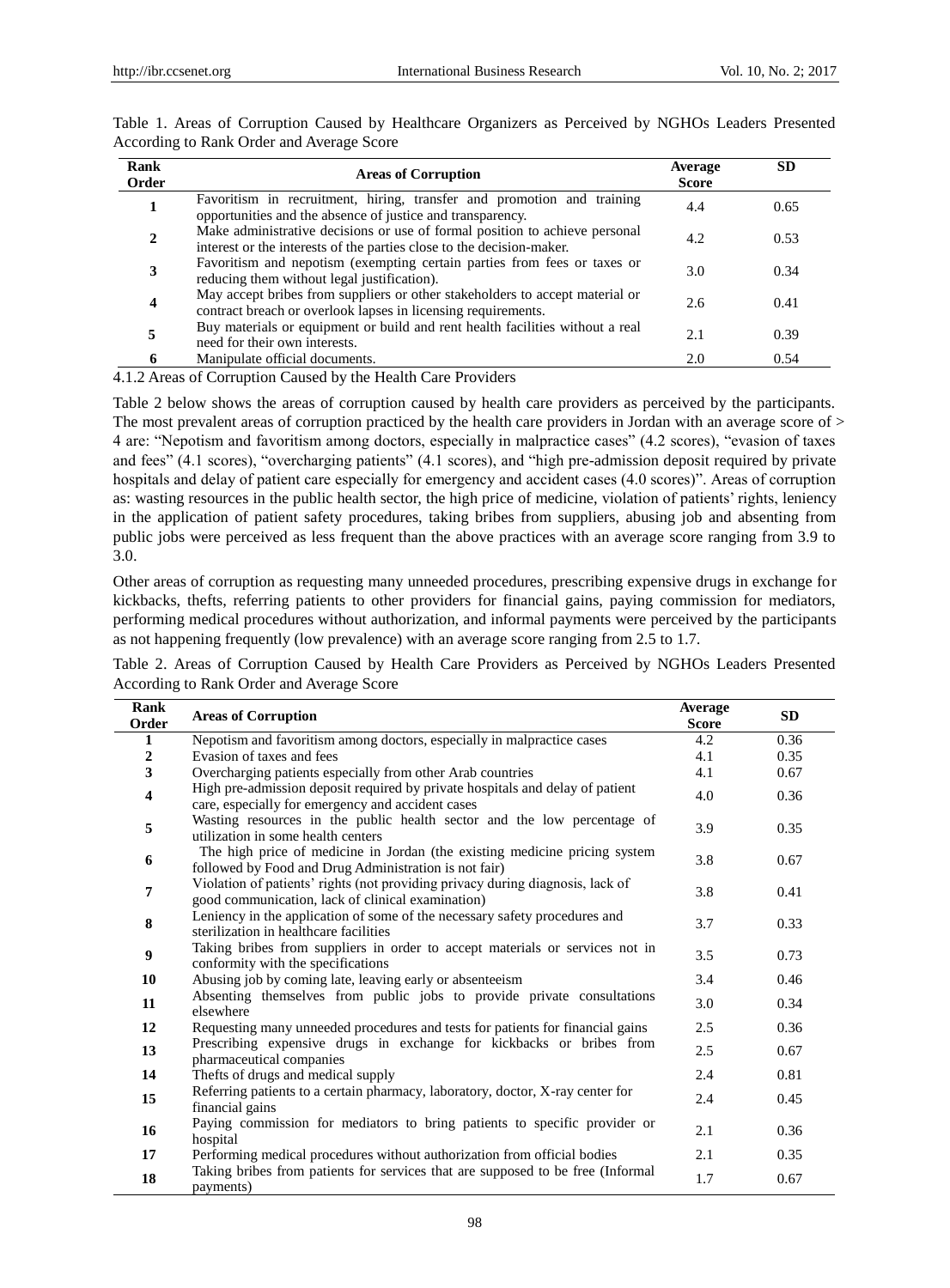Table 1. Areas of Corruption Caused by Healthcare Organizers as Perceived by NGHOs Leaders Presented According to Rank Order and Average Score

| Rank Order | Areas of Corruption | Average Score | SD |
|---|---|---|---|
| 1 | Favoritism in recruitment, hiring, transfer and promotion and training opportunities and the absence of justice and transparency. | 4.4 | 0.65 |
| 2 | Make administrative decisions or use of formal position to achieve personal interest or the interests of the parties close to the decision-maker. | 4.2 | 0.53 |
| 3 | Favoritism and nepotism (exempting certain parties from fees or taxes or reducing them without legal justification). | 3.0 | 0.34 |
| 4 | May accept bribes from suppliers or other stakeholders to accept material or contract breach or overlook lapses in licensing requirements. | 2.6 | 0.41 |
| 5 | Buy materials or equipment or build and rent health facilities without a real need for their own interests. | 2.1 | 0.39 |
| 6 | Manipulate official documents. | 2.0 | 0.54 |

#### 4.1.2 Areas of Corruption Caused by the Health Care Providers

Table 2 below shows the areas of corruption caused by health care providers as perceived by the participants. The most prevalent areas of corruption practiced by the health care providers in Jordan with an average score of > 4 are: "Nepotism and favoritism among doctors, especially in malpractice cases" (4.2 scores), "evasion of taxes and fees" (4.1 scores), "overcharging patients" (4.1 scores), and "high pre-admission deposit required by private hospitals and delay of patient care especially for emergency and accident cases (4.0 scores)". Areas of corruption as: wasting resources in the public health sector, the high price of medicine, violation of patients' rights, leniency in the application of patient safety procedures, taking bribes from suppliers, abusing job and absenting from public jobs were perceived as less frequent than the above practices with an average score ranging from 3.9 to 3.0.

Other areas of corruption as requesting many unneeded procedures, prescribing expensive drugs in exchange for kickbacks, thefts, referring patients to other providers for financial gains, paying commission for mediators, performing medical procedures without authorization, and informal payments were perceived by the participants as not happening frequently (low prevalence) with an average score ranging from 2.5 to 1.7.

Table 2. Areas of Corruption Caused by Health Care Providers as Perceived by NGHOs Leaders Presented According to Rank Order and Average Score

| Rank Order | Areas of Corruption | Average Score | SD |
|---|---|---|---|
| 1 | Nepotism and favoritism among doctors, especially in malpractice cases | 4.2 | 0.36 |
| 2 | Evasion of taxes and fees | 4.1 | 0.35 |
| 3 | Overcharging patients especially from other Arab countries | 4.1 | 0.67 |
| 4 | High pre-admission deposit required by private hospitals and delay of patient care, especially for emergency and accident cases | 4.0 | 0.36 |
| 5 | Wasting resources in the public health sector and the low percentage of utilization in some health centers | 3.9 | 0.35 |
| 6 | The high price of medicine in Jordan (the existing medicine pricing system followed by Food and Drug Administration is not fair) | 3.8 | 0.67 |
| 7 | Violation of patients' rights (not providing privacy during diagnosis, lack of good communication, lack of clinical examination) | 3.8 | 0.41 |
| 8 | Leniency in the application of some of the necessary safety procedures and sterilization in healthcare facilities | 3.7 | 0.33 |
| 9 | Taking bribes from suppliers in order to accept materials or services not in conformity with the specifications | 3.5 | 0.73 |
| 10 | Abusing job by coming late, leaving early or absenteeism | 3.4 | 0.46 |
| 11 | Absenting themselves from public jobs to provide private consultations elsewhere | 3.0 | 0.34 |
| 12 | Requesting many unneeded procedures and tests for patients for financial gains | 2.5 | 0.36 |
| 13 | Prescribing expensive drugs in exchange for kickbacks or bribes from pharmaceutical companies | 2.5 | 0.67 |
| 14 | Thefts of drugs and medical supply | 2.4 | 0.81 |
| 15 | Referring patients to a certain pharmacy, laboratory, doctor, X-ray center for financial gains | 2.4 | 0.45 |
| 16 | Paying commission for mediators to bring patients to specific provider or hospital | 2.1 | 0.36 |
| 17 | Performing medical procedures without authorization from official bodies | 2.1 | 0.35 |
| 18 | Taking bribes from patients for services that are supposed to be free (Informal payments) | 1.7 | 0.67 |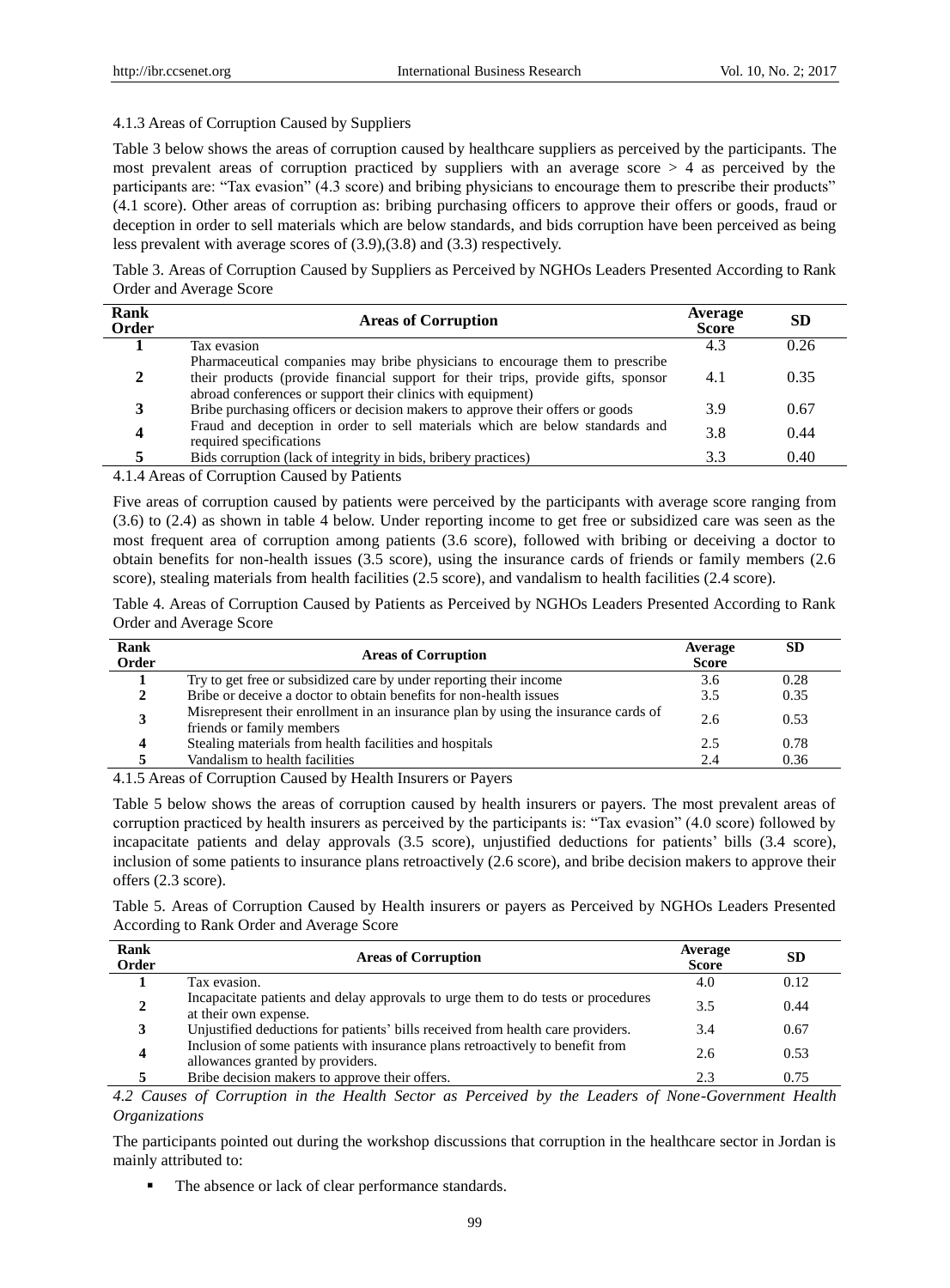### 4.1.3 Areas of Corruption Caused by Suppliers

Table 3 below shows the areas of corruption caused by healthcare suppliers as perceived by the participants. The most prevalent areas of corruption practiced by suppliers with an average score > 4 as perceived by the participants are: "Tax evasion" (4.3 score) and bribing physicians to encourage them to prescribe their products" (4.1 score). Other areas of corruption as: bribing purchasing officers to approve their offers or goods, fraud or deception in order to sell materials which are below standards, and bids corruption have been perceived as being less prevalent with average scores of (3.9),(3.8) and (3.3) respectively.

Table 3. Areas of Corruption Caused by Suppliers as Perceived by NGHOs Leaders Presented According to Rank Order and Average Score

| Rank Order | Areas of Corruption | Average Score | SD |
|---|---|---|---|
| 1 | Tax evasion | 4.3 | 0.26 |
| 2 | Pharmaceutical companies may bribe physicians to encourage them to prescribe their products (provide financial support for their trips, provide gifts, sponsor abroad conferences or support their clinics with equipment) | 4.1 | 0.35 |
| 3 | Bribe purchasing officers or decision makers to approve their offers or goods | 3.9 | 0.67 |
| 4 | Fraud and deception in order to sell materials which are below standards and required specifications | 3.8 | 0.44 |
| 5 | Bids corruption (lack of integrity in bids, bribery practices) | 3.3 | 0.40 |

### 4.1.4 Areas of Corruption Caused by Patients

Five areas of corruption caused by patients were perceived by the participants with average score ranging from (3.6) to (2.4) as shown in table 4 below. Under reporting income to get free or subsidized care was seen as the most frequent area of corruption among patients (3.6 score), followed with bribing or deceiving a doctor to obtain benefits for non-health issues (3.5 score), using the insurance cards of friends or family members (2.6 score), stealing materials from health facilities (2.5 score), and vandalism to health facilities (2.4 score).

Table 4. Areas of Corruption Caused by Patients as Perceived by NGHOs Leaders Presented According to Rank Order and Average Score

| Rank Order | Areas of Corruption | Average Score | SD |
|---|---|---|---|
| 1 | Try to get free or subsidized care by under reporting their income | 3.6 | 0.28 |
| 2 | Bribe or deceive a doctor to obtain benefits for non-health issues | 3.5 | 0.35 |
| 3 | Misrepresent their enrollment in an insurance plan by using the insurance cards of friends or family members | 2.6 | 0.53 |
| 4 | Stealing materials from health facilities and hospitals | 2.5 | 0.78 |
| 5 | Vandalism to health facilities | 2.4 | 0.36 |

### 4.1.5 Areas of Corruption Caused by Health Insurers or Payers

Table 5 below shows the areas of corruption caused by health insurers or payers. The most prevalent areas of corruption practiced by health insurers as perceived by the participants is: "Tax evasion" (4.0 score) followed by incapacitate patients and delay approvals (3.5 score), unjustified deductions for patients' bills (3.4 score), inclusion of some patients to insurance plans retroactively (2.6 score), and bribe decision makers to approve their offers (2.3 score).

Table 5. Areas of Corruption Caused by Health insurers or payers as Perceived by NGHOs Leaders Presented According to Rank Order and Average Score

| Rank Order | Areas of Corruption | Average Score | SD |
|---|---|---|---|
| 1 | Tax evasion. | 4.0 | 0.12 |
| 2 | Incapacitate patients and delay approvals to urge them to do tests or procedures at their own expense. | 3.5 | 0.44 |
| 3 | Unjustified deductions for patients' bills received from health care providers. | 3.4 | 0.67 |
| 4 | Inclusion of some patients with insurance plans retroactively to benefit from allowances granted by providers. | 2.6 | 0.53 |
| 5 | Bribe decision makers to approve their offers. | 2.3 | 0.75 |

### *4.2 Causes of Corruption in the Health Sector as Perceived by the Leaders of None-Government Health Organizations*

The participants pointed out during the workshop discussions that corruption in the healthcare sector in Jordan is mainly attributed to:

- The absence or lack of clear performance standards.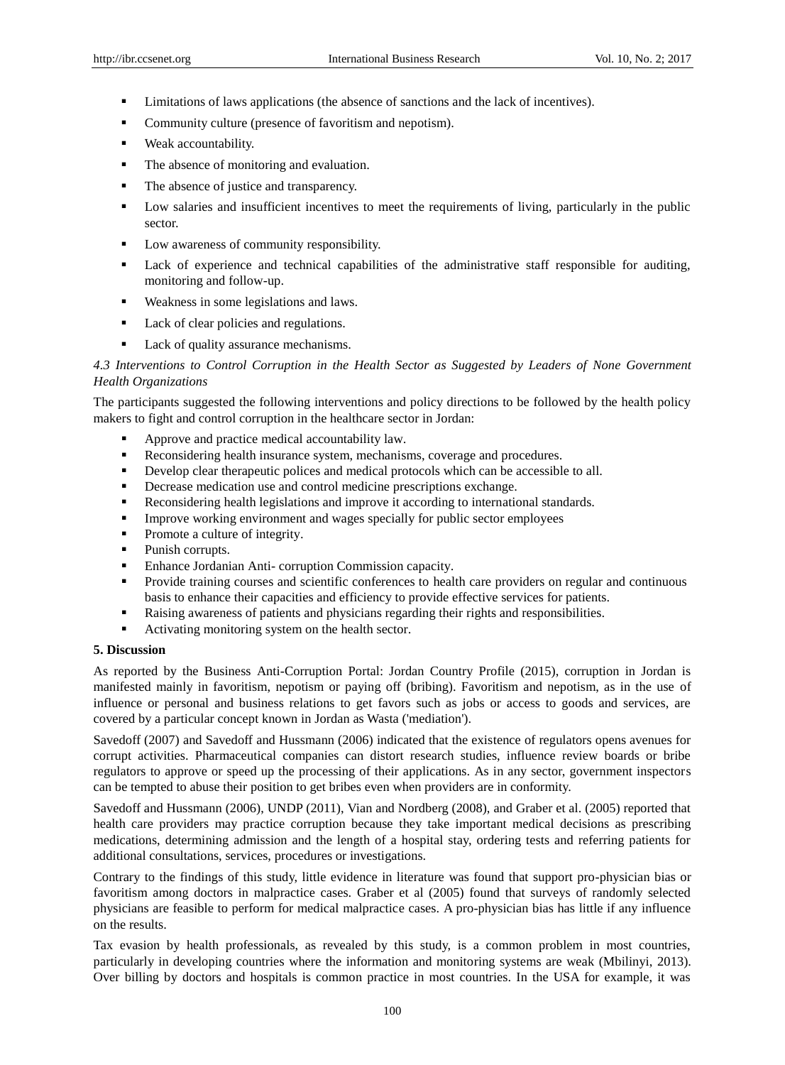- Limitations of laws applications (the absence of sanctions and the lack of incentives).
- Community culture (presence of favoritism and nepotism).
- Weak accountability.
- The absence of monitoring and evaluation.
- The absence of justice and transparency.
- Low salaries and insufficient incentives to meet the requirements of living, particularly in the public sector.
- Low awareness of community responsibility.
- Lack of experience and technical capabilities of the administrative staff responsible for auditing, monitoring and follow-up.
- Weakness in some legislations and laws.
- Lack of clear policies and regulations.
- Lack of quality assurance mechanisms.

### *4.3 Interventions to Control Corruption in the Health Sector as Suggested by Leaders of None Government Health Organizations*

The participants suggested the following interventions and policy directions to be followed by the health policy makers to fight and control corruption in the healthcare sector in Jordan:

- Approve and practice medical accountability law.
- Reconsidering health insurance system, mechanisms, coverage and procedures.
- Develop clear therapeutic polices and medical protocols which can be accessible to all.
- Decrease medication use and control medicine prescriptions exchange.
- Reconsidering health legislations and improve it according to international standards.
- Improve working environment and wages specially for public sector employees
- Promote a culture of integrity.
- Punish corrupts.
- Enhance Jordanian Anti- corruption Commission capacity.
- Provide training courses and scientific conferences to health care providers on regular and continuous basis to enhance their capacities and efficiency to provide effective services for patients.
- Raising awareness of patients and physicians regarding their rights and responsibilities.
- Activating monitoring system on the health sector.

## 5. Discussion

As reported by the Business Anti-Corruption Portal: Jordan Country Profile (2015), corruption in Jordan is manifested mainly in favoritism, nepotism or paying off (bribing). Favoritism and nepotism, as in the use of influence or personal and business relations to get favors such as jobs or access to goods and services, are covered by a particular concept known in Jordan as Wasta ('mediation').

Savedoff (2007) and Savedoff and Hussmann (2006) indicated that the existence of regulators opens avenues for corrupt activities. Pharmaceutical companies can distort research studies, influence review boards or bribe regulators to approve or speed up the processing of their applications. As in any sector, government inspectors can be tempted to abuse their position to get bribes even when providers are in conformity.

Savedoff and Hussmann (2006), UNDP (2011), Vian and Nordberg (2008), and Graber et al. (2005) reported that health care providers may practice corruption because they take important medical decisions as prescribing medications, determining admission and the length of a hospital stay, ordering tests and referring patients for additional consultations, services, procedures or investigations.

Contrary to the findings of this study, little evidence in literature was found that support pro-physician bias or favoritism among doctors in malpractice cases. Graber et al (2005) found that surveys of randomly selected physicians are feasible to perform for medical malpractice cases. A pro-physician bias has little if any influence on the results.

Tax evasion by health professionals, as revealed by this study, is a common problem in most countries, particularly in developing countries where the information and monitoring systems are weak (Mbilinyi, 2013). Over billing by doctors and hospitals is common practice in most countries. In the USA for example, it was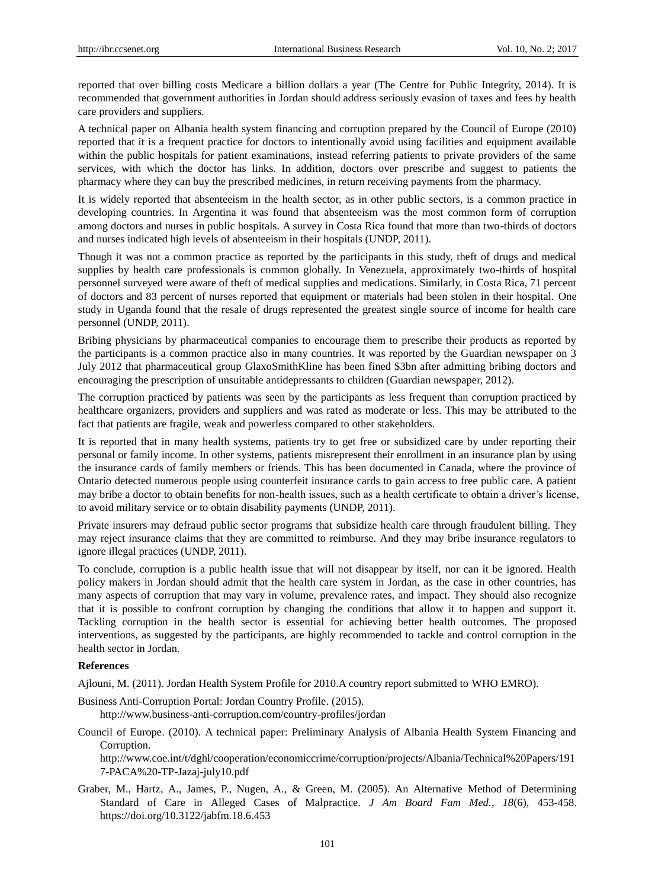reported that over billing costs Medicare a billion dollars a year (The Centre for Public Integrity, 2014). It is recommended that government authorities in Jordan should address seriously evasion of taxes and fees by health care providers and suppliers.

A technical paper on Albania health system financing and corruption prepared by the Council of Europe (2010) reported that it is a frequent practice for doctors to intentionally avoid using facilities and equipment available within the public hospitals for patient examinations, instead referring patients to private providers of the same services, with which the doctor has links. In addition, doctors over prescribe and suggest to patients the pharmacy where they can buy the prescribed medicines, in return receiving payments from the pharmacy.

It is widely reported that absenteeism in the health sector, as in other public sectors, is a common practice in developing countries. In Argentina it was found that absenteeism was the most common form of corruption among doctors and nurses in public hospitals. A survey in Costa Rica found that more than two-thirds of doctors and nurses indicated high levels of absenteeism in their hospitals (UNDP, 2011).

Though it was not a common practice as reported by the participants in this study, theft of drugs and medical supplies by health care professionals is common globally. In Venezuela, approximately two-thirds of hospital personnel surveyed were aware of theft of medical supplies and medications. Similarly, in Costa Rica, 71 percent of doctors and 83 percent of nurses reported that equipment or materials had been stolen in their hospital. One study in Uganda found that the resale of drugs represented the greatest single source of income for health care personnel (UNDP, 2011).

Bribing physicians by pharmaceutical companies to encourage them to prescribe their products as reported by the participants is a common practice also in many countries. It was reported by the Guardian newspaper on 3 July 2012 that pharmaceutical group GlaxoSmithKline has been fined $3bn after admitting bribing doctors and encouraging the prescription of unsuitable antidepressants to children (Guardian newspaper, 2012).

The corruption practiced by patients was seen by the participants as less frequent than corruption practiced by healthcare organizers, providers and suppliers and was rated as moderate or less. This may be attributed to the fact that patients are fragile, weak and powerless compared to other stakeholders.

It is reported that in many health systems, patients try to get free or subsidized care by under reporting their personal or family income. In other systems, patients misrepresent their enrollment in an insurance plan by using the insurance cards of family members or friends. This has been documented in Canada, where the province of Ontario detected numerous people using counterfeit insurance cards to gain access to free public care. A patient may bribe a doctor to obtain benefits for non-health issues, such as a health certificate to obtain a driver's license, to avoid military service or to obtain disability payments (UNDP, 2011).

Private insurers may defraud public sector programs that subsidize health care through fraudulent billing. They may reject insurance claims that they are committed to reimburse. And they may bribe insurance regulators to ignore illegal practices (UNDP, 2011).

To conclude, corruption is a public health issue that will not disappear by itself, nor can it be ignored. Health policy makers in Jordan should admit that the health care system in Jordan, as the case in other countries, has many aspects of corruption that may vary in volume, prevalence rates, and impact. They should also recognize that it is possible to confront corruption by changing the conditions that allow it to happen and support it. Tackling corruption in the health sector is essential for achieving better health outcomes. The proposed interventions, as suggested by the participants, are highly recommended to tackle and control corruption in the health sector in Jordan.

**References**

Ajlouni, M. (2011). Jordan Health System Profile for 2010.A country report submitted to WHO EMRO).

Business Anti-Corruption Portal: Jordan Country Profile. (2015). http://www.business-anti-corruption.com/country-profiles/jordan

Council of Europe. (2010). A technical paper: Preliminary Analysis of Albania Health System Financing and Corruption. http://www.coe.int/t/dghl/cooperation/economiccrime/corruption/projects/Albania/Technical%20Papers/1917-PACA%20-TP-Jazaj-july10.pdf

Graber, M., Hartz, A., James, P., Nugen, A., & Green, M. (2005). An Alternative Method of Determining Standard of Care in Alleged Cases of Malpractice. *J Am Board Fam Med., 18*(6), 453-458. https://doi.org/10.3122/jabfm.18.6.453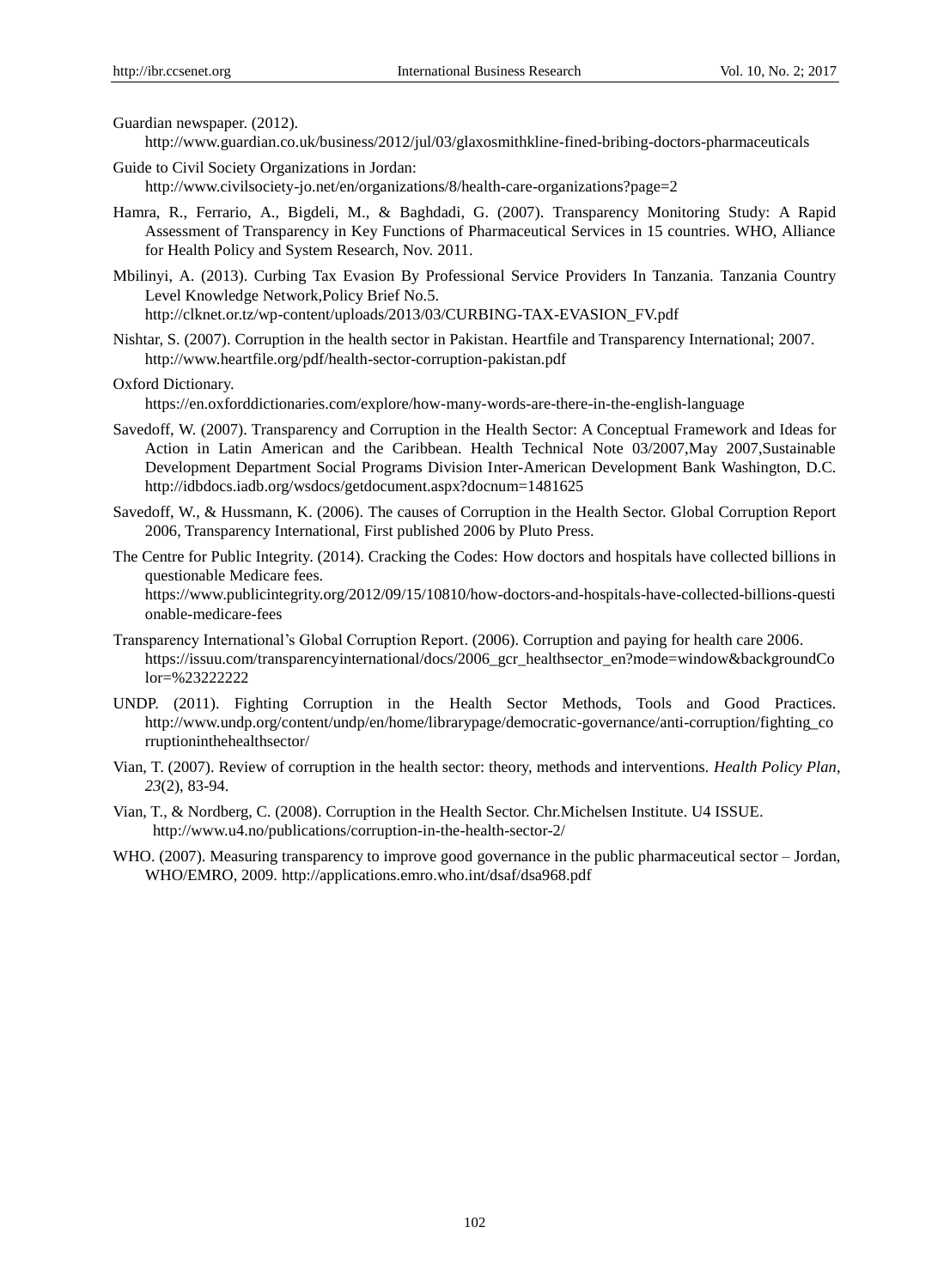Guardian newspaper. (2012). http://www.guardian.co.uk/business/2012/jul/03/glaxosmithkline-fined-bribing-doctors-pharmaceuticals

Guide to Civil Society Organizations in Jordan: http://www.civilsociety-jo.net/en/organizations/8/health-care-organizations?page=2

Hamra, R., Ferrario, A., Bigdeli, M., & Baghdadi, G. (2007). Transparency Monitoring Study: A Rapid Assessment of Transparency in Key Functions of Pharmaceutical Services in 15 countries. WHO, Alliance for Health Policy and System Research, Nov. 2011.

Mbilinyi, A. (2013). Curbing Tax Evasion By Professional Service Providers In Tanzania. Tanzania Country Level Knowledge Network,Policy Brief No.5. http://clknet.or.tz/wp-content/uploads/2013/03/CURBING-TAX-EVASION_FV.pdf

Nishtar, S. (2007). Corruption in the health sector in Pakistan. Heartfile and Transparency International; 2007. http://www.heartfile.org/pdf/health-sector-corruption-pakistan.pdf

Oxford Dictionary. https://en.oxforddictionaries.com/explore/how-many-words-are-there-in-the-english-language

Savedoff, W. (2007). Transparency and Corruption in the Health Sector: A Conceptual Framework and Ideas for Action in Latin American and the Caribbean. Health Technical Note 03/2007,May 2007,Sustainable Development Department Social Programs Division Inter-American Development Bank Washington, D.C. http://idbdocs.iadb.org/wsdocs/getdocument.aspx?docnum=1481625

Savedoff, W., & Hussmann, K. (2006). The causes of Corruption in the Health Sector. Global Corruption Report 2006, Transparency International, First published 2006 by Pluto Press.

The Centre for Public Integrity. (2014). Cracking the Codes: How doctors and hospitals have collected billions in questionable Medicare fees. https://www.publicintegrity.org/2012/09/15/10810/how-doctors-and-hospitals-have-collected-billions-questionable-medicare-fees

Transparency International's Global Corruption Report. (2006). Corruption and paying for health care 2006. https://issuu.com/transparencyinternational/docs/2006_gcr_healthsector_en?mode=window&backgroundColor=%23222222

UNDP. (2011). Fighting Corruption in the Health Sector Methods, Tools and Good Practices. http://www.undp.org/content/undp/en/home/librarypage/democratic-governance/anti-corruption/fighting_corruptioninthehealthsector/

Vian, T. (2007). Review of corruption in the health sector: theory, methods and interventions. *Health Policy Plan, 23*(2), 83-94.

Vian, T., & Nordberg, C. (2008). Corruption in the Health Sector. Chr.Michelsen Institute. U4 ISSUE. http://www.u4.no/publications/corruption-in-the-health-sector-2/

WHO. (2007). Measuring transparency to improve good governance in the public pharmaceutical sector – Jordan, WHO/EMRO, 2009. http://applications.emro.who.int/dsaf/dsa968.pdf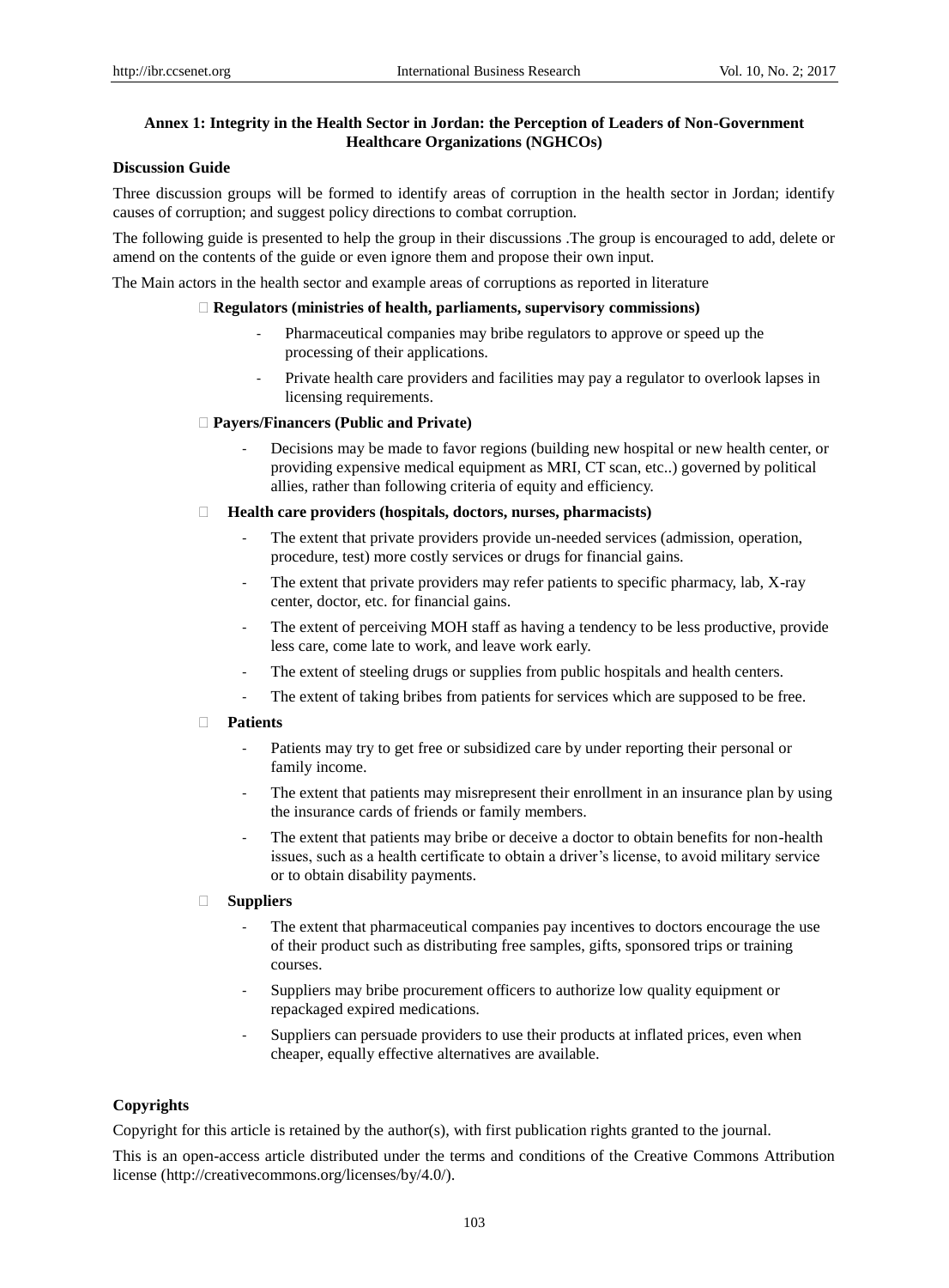### Annex 1: Integrity in the Health Sector in Jordan: the Perception of Leaders of Non-Government Healthcare Organizations (NGHCOs)

**Discussion Guide**

Three discussion groups will be formed to identify areas of corruption in the health sector in Jordan; identify causes of corruption; and suggest policy directions to combat corruption.

The following guide is presented to help the group in their discussions .The group is encouraged to add, delete or amend on the contents of the guide or even ignore them and propose their own input.

The Main actors in the health sector and example areas of corruptions as reported in literature

- **Regulators (ministries of health, parliaments, supervisory commissions)**
  - Pharmaceutical companies may bribe regulators to approve or speed up the processing of their applications.
  - Private health care providers and facilities may pay a regulator to overlook lapses in licensing requirements.
- **Payers/Financers (Public and Private)**
  - Decisions may be made to favor regions (building new hospital or new health center, or providing expensive medical equipment as MRI, CT scan, etc..) governed by political allies, rather than following criteria of equity and efficiency.
- **Health care providers (hospitals, doctors, nurses, pharmacists)**
  - The extent that private providers provide un-needed services (admission, operation, procedure, test) more costly services or drugs for financial gains.
  - The extent that private providers may refer patients to specific pharmacy, lab, X-ray center, doctor, etc. for financial gains.
  - The extent of perceiving MOH staff as having a tendency to be less productive, provide less care, come late to work, and leave work early.
  - The extent of steeling drugs or supplies from public hospitals and health centers.
  - The extent of taking bribes from patients for services which are supposed to be free.
- **Patients**
  - Patients may try to get free or subsidized care by under reporting their personal or family income.
  - The extent that patients may misrepresent their enrollment in an insurance plan by using the insurance cards of friends or family members.
  - The extent that patients may bribe or deceive a doctor to obtain benefits for non-health issues, such as a health certificate to obtain a driver's license, to avoid military service or to obtain disability payments.
- **Suppliers**
  - The extent that pharmaceutical companies pay incentives to doctors encourage the use of their product such as distributing free samples, gifts, sponsored trips or training courses.
  - Suppliers may bribe procurement officers to authorize low quality equipment or repackaged expired medications.
  - Suppliers can persuade providers to use their products at inflated prices, even when cheaper, equally effective alternatives are available.

**Copyrights**

Copyright for this article is retained by the author(s), with first publication rights granted to the journal.

This is an open-access article distributed under the terms and conditions of the Creative Commons Attribution license (http://creativecommons.org/licenses/by/4.0/).